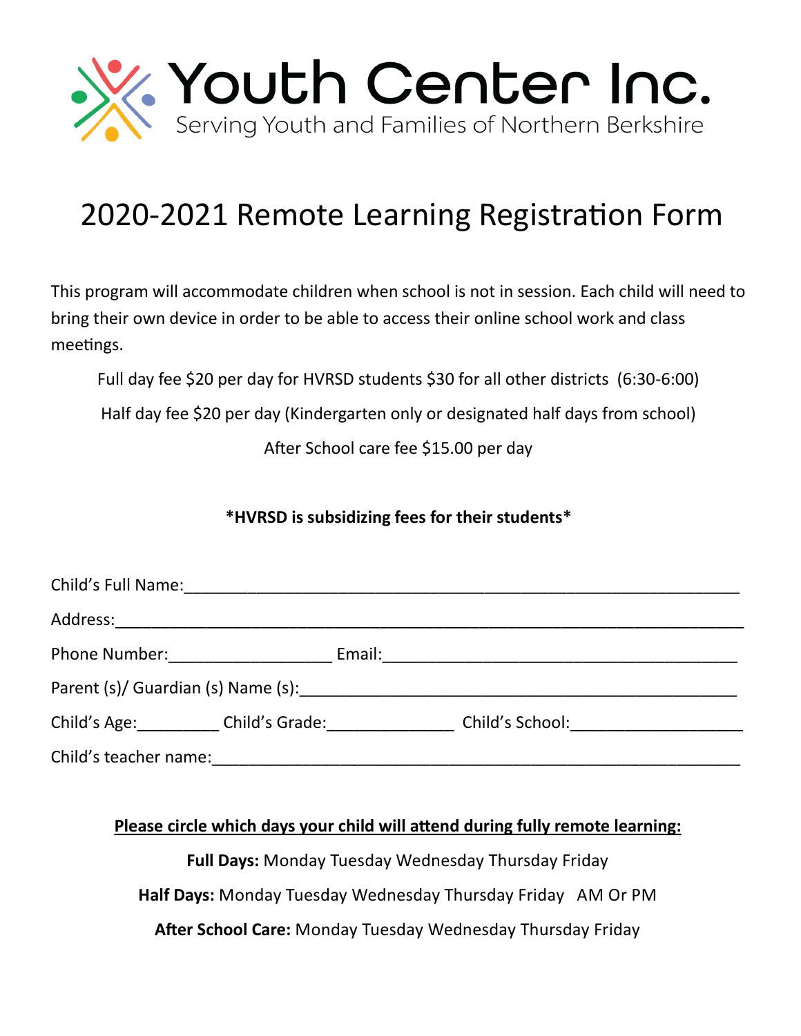# Youth Center Inc.

Serving Youth and Families of Northern Berkshire

# 2020-2021 Remote Learning Registration Form

This program will accommodate children when school is not in session. Each child will need to bring their own device in order to be able to access their online school work and class meetings.

Full day fee $20 per day for HVRSD students $30 for all other districts (6:30-6:00)

Half day fee $20 per day (Kindergarten only or designated half days from school)

After School care fee $15.00 per day

**\*HVRSD is subsidizing fees for their students\***

Child's Full Name:_______________________________________________________________

Address:_____________________________________________________________________

Phone Number:__________________ Email:________________________________________

Parent (s)/ Guardian (s) Name (s):_________________________________________________

Child's Age:_________ Child's Grade:______________ Child's School:___________________

Child's teacher name:____________________________________________________________

**<u>Please circle which days your child will attend during fully remote learning:</u>**

**Full Days:** Monday Tuesday Wednesday Thursday Friday

**Half Days:** Monday Tuesday Wednesday Thursday Friday AM Or PM

**After School Care:** Monday Tuesday Wednesday Thursday Friday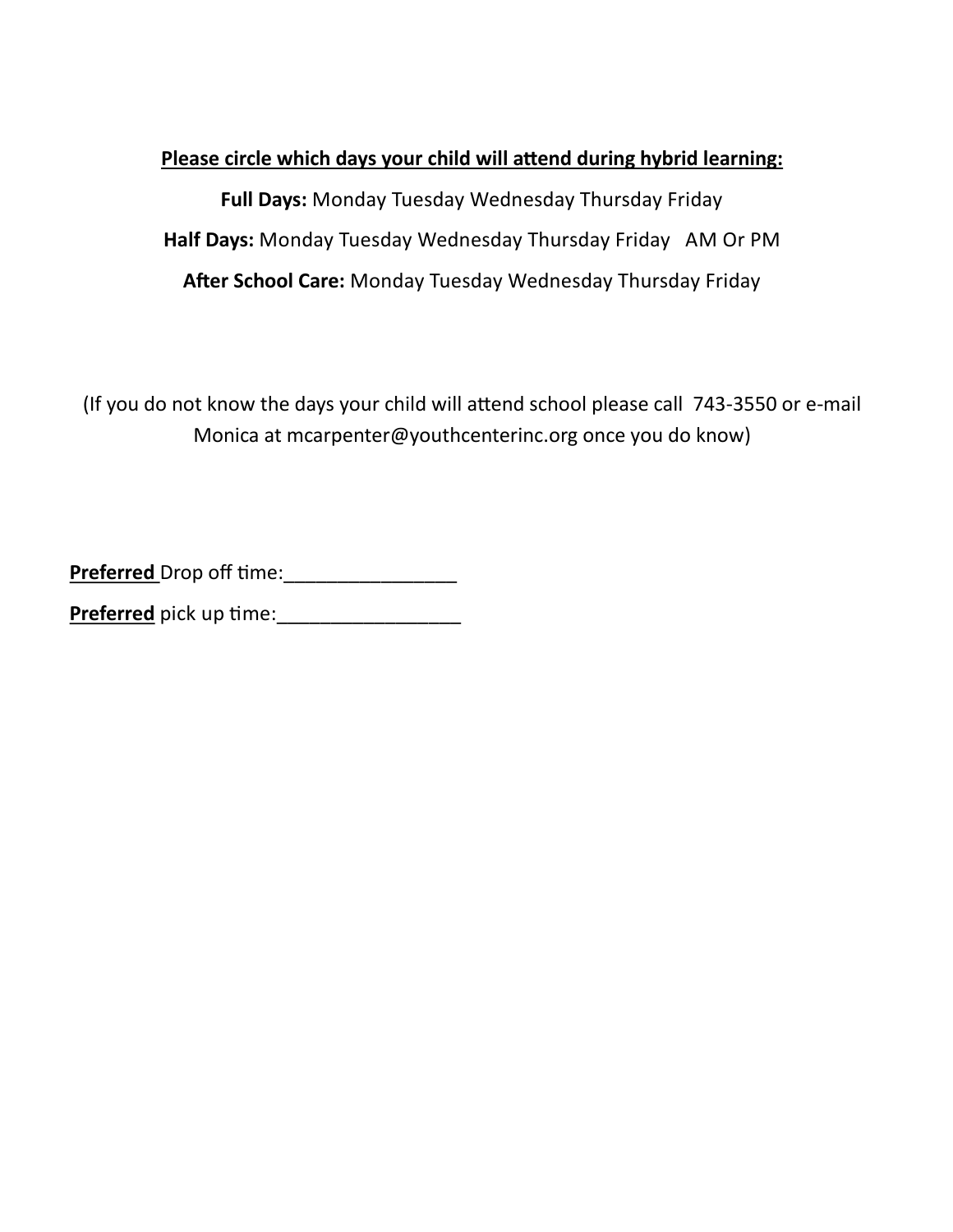**<u>Please circle which days your child will attend during hybrid learning:</u>**

**Full Days:** Monday Tuesday Wednesday Thursday Friday

**Half Days:** Monday Tuesday Wednesday Thursday Friday AM Or PM

**After School Care:** Monday Tuesday Wednesday Thursday Friday

(If you do not know the days your child will attend school please call 743-3550 or e-mail Monica at mcarpenter@youthcenterinc.org once you do know)

**<u>Preferred</u>** Drop off time:________________

**<u>Preferred</u>** pick up time:_________________